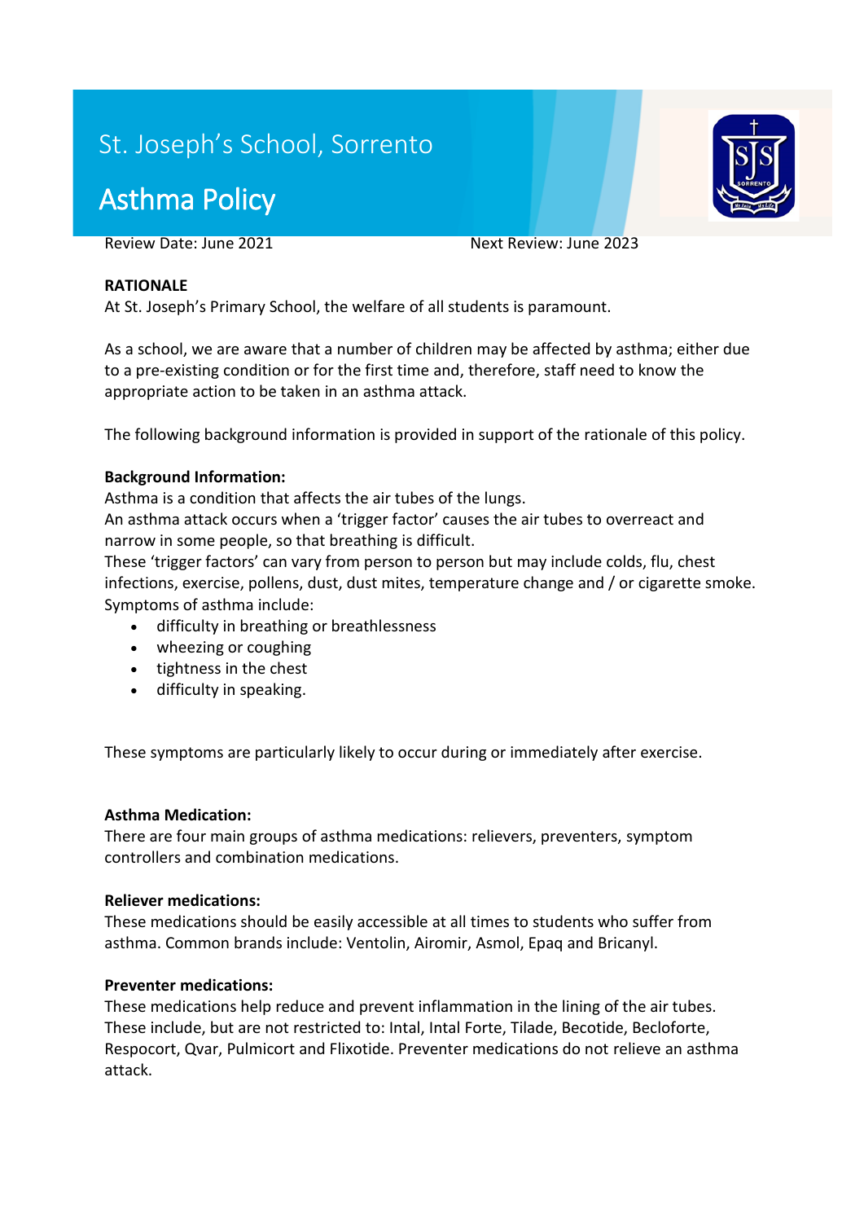St. Joseph's School, Sorrento

# Asthma Policy

Review Date: June 2021 Next Review: June 2023

**RATIONALE**

At St. Joseph's Primary School, the welfare of all students is paramount.

As a school, we are aware that a number of children may be affected by asthma; either due to a pre-existing condition or for the first time and, therefore, staff need to know the appropriate action to be taken in an asthma attack.

The following background information is provided in support of the rationale of this policy.

**Background Information:**

Asthma is a condition that affects the air tubes of the lungs.
An asthma attack occurs when a 'trigger factor' causes the air tubes to overreact and narrow in some people, so that breathing is difficult.
These 'trigger factors' can vary from person to person but may include colds, flu, chest infections, exercise, pollens, dust, dust mites, temperature change and / or cigarette smoke.
Symptoms of asthma include:

- difficulty in breathing or breathlessness
- wheezing or coughing
- tightness in the chest
- difficulty in speaking.

These symptoms are particularly likely to occur during or immediately after exercise.

**Asthma Medication:**

There are four main groups of asthma medications: relievers, preventers, symptom controllers and combination medications.

**Reliever medications:**

These medications should be easily accessible at all times to students who suffer from asthma. Common brands include: Ventolin, Airomir, Asmol, Epaq and Bricanyl.

**Preventer medications:**

These medications help reduce and prevent inflammation in the lining of the air tubes. These include, but are not restricted to: Intal, Intal Forte, Tilade, Becotide, Becloforte, Respocort, Qvar, Pulmicort and Flixotide. Preventer medications do not relieve an asthma attack.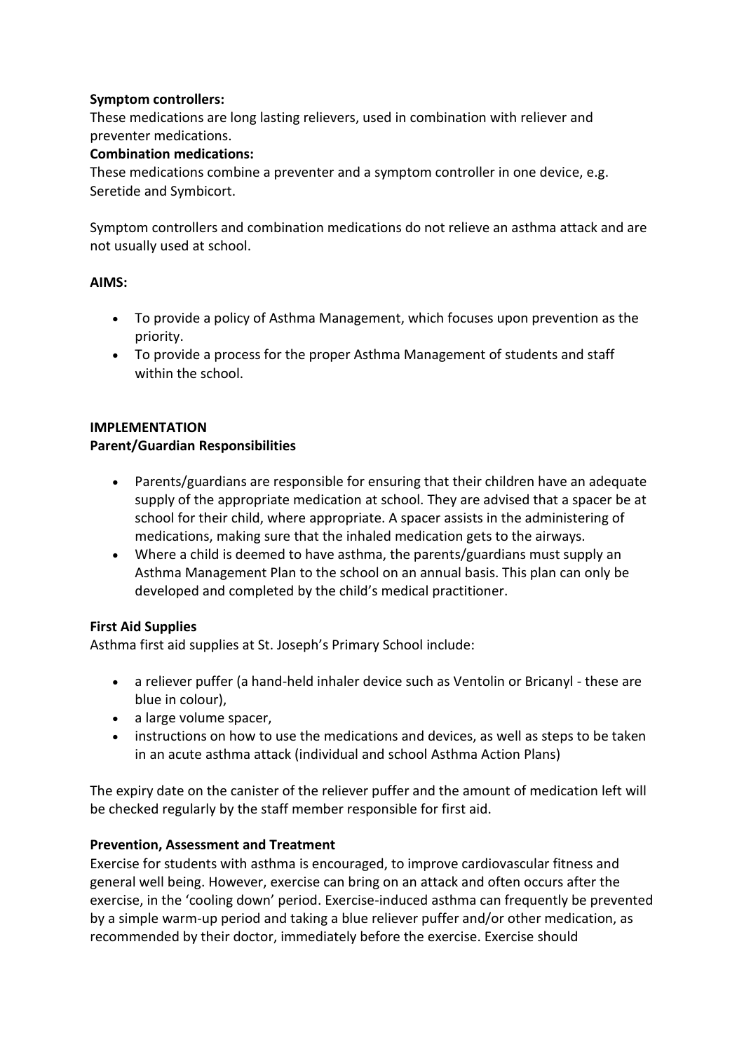**Symptom controllers:**
These medications are long lasting relievers, used in combination with reliever and preventer medications.

**Combination medications:**
These medications combine a preventer and a symptom controller in one device, e.g. Seretide and Symbicort.

Symptom controllers and combination medications do not relieve an asthma attack and are not usually used at school.

**AIMS:**

- To provide a policy of Asthma Management, which focuses upon prevention as the priority.
- To provide a process for the proper Asthma Management of students and staff within the school.

**IMPLEMENTATION**

**Parent/Guardian Responsibilities**

- Parents/guardians are responsible for ensuring that their children have an adequate supply of the appropriate medication at school. They are advised that a spacer be at school for their child, where appropriate. A spacer assists in the administering of medications, making sure that the inhaled medication gets to the airways.
- Where a child is deemed to have asthma, the parents/guardians must supply an Asthma Management Plan to the school on an annual basis. This plan can only be developed and completed by the child's medical practitioner.

**First Aid Supplies**

Asthma first aid supplies at St. Joseph's Primary School include:

- a reliever puffer (a hand-held inhaler device such as Ventolin or Bricanyl - these are blue in colour),
- a large volume spacer,
- instructions on how to use the medications and devices, as well as steps to be taken in an acute asthma attack (individual and school Asthma Action Plans)

The expiry date on the canister of the reliever puffer and the amount of medication left will be checked regularly by the staff member responsible for first aid.

**Prevention, Assessment and Treatment**

Exercise for students with asthma is encouraged, to improve cardiovascular fitness and general well being. However, exercise can bring on an attack and often occurs after the exercise, in the 'cooling down' period. Exercise-induced asthma can frequently be prevented by a simple warm-up period and taking a blue reliever puffer and/or other medication, as recommended by their doctor, immediately before the exercise. Exercise should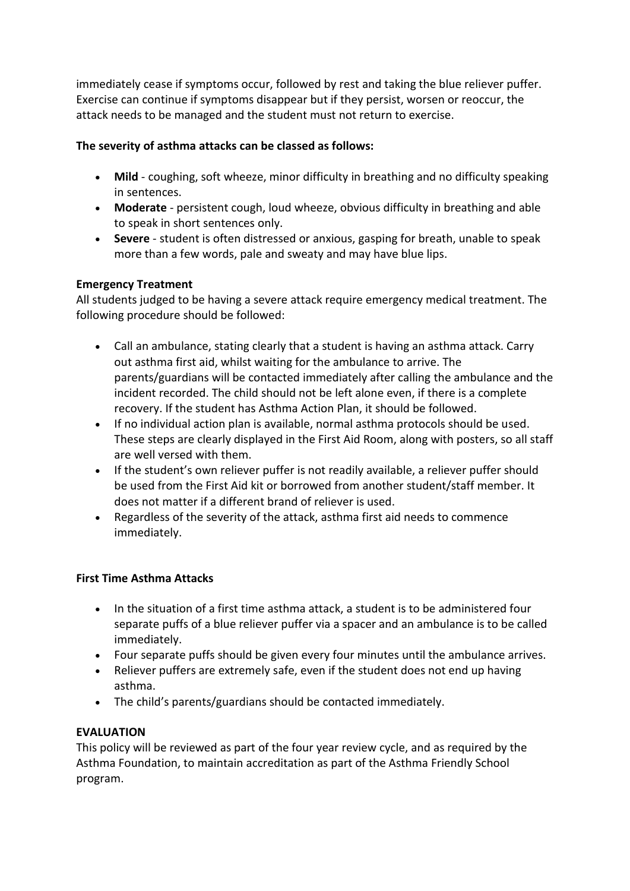immediately cease if symptoms occur, followed by rest and taking the blue reliever puffer. Exercise can continue if symptoms disappear but if they persist, worsen or reoccur, the attack needs to be managed and the student must not return to exercise.

**The severity of asthma attacks can be classed as follows:**

- **Mild** - coughing, soft wheeze, minor difficulty in breathing and no difficulty speaking in sentences.
- **Moderate** - persistent cough, loud wheeze, obvious difficulty in breathing and able to speak in short sentences only.
- **Severe** - student is often distressed or anxious, gasping for breath, unable to speak more than a few words, pale and sweaty and may have blue lips.

**Emergency Treatment**

All students judged to be having a severe attack require emergency medical treatment. The following procedure should be followed:

- Call an ambulance, stating clearly that a student is having an asthma attack. Carry out asthma first aid, whilst waiting for the ambulance to arrive. The parents/guardians will be contacted immediately after calling the ambulance and the incident recorded. The child should not be left alone even, if there is a complete recovery. If the student has Asthma Action Plan, it should be followed.
- If no individual action plan is available, normal asthma protocols should be used. These steps are clearly displayed in the First Aid Room, along with posters, so all staff are well versed with them.
- If the student's own reliever puffer is not readily available, a reliever puffer should be used from the First Aid kit or borrowed from another student/staff member. It does not matter if a different brand of reliever is used.
- Regardless of the severity of the attack, asthma first aid needs to commence immediately.

**First Time Asthma Attacks**

- In the situation of a first time asthma attack, a student is to be administered four separate puffs of a blue reliever puffer via a spacer and an ambulance is to be called immediately.
- Four separate puffs should be given every four minutes until the ambulance arrives.
- Reliever puffers are extremely safe, even if the student does not end up having asthma.
- The child's parents/guardians should be contacted immediately.

**EVALUATION**

This policy will be reviewed as part of the four year review cycle, and as required by the Asthma Foundation, to maintain accreditation as part of the Asthma Friendly School program.